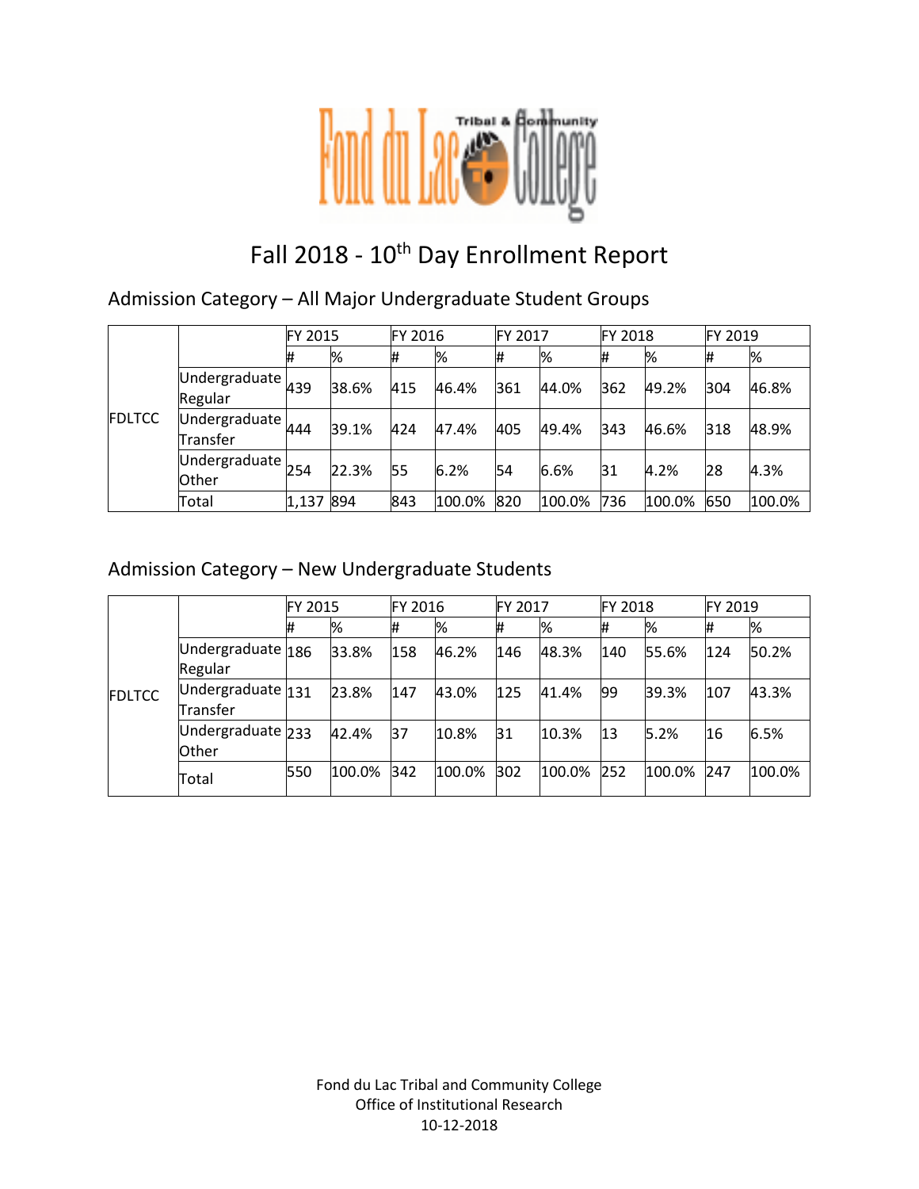# Fall 2018 - 10th Day Enrollment Report

## Admission Category – All Major Undergraduate Student Groups

| | | FY 2015 | | FY 2016 | | FY 2017 | | FY 2018 | | FY 2019 | |
|---|---|---|---|---|---|---|---|---|---|---|---|
| | | # | % | # | % | # | % | # | % | # | % |
| FDLTCC | Undergraduate Regular | 439 | 38.6% | 415 | 46.4% | 361 | 44.0% | 362 | 49.2% | 304 | 46.8% |
| | Undergraduate Transfer | 444 | 39.1% | 424 | 47.4% | 405 | 49.4% | 343 | 46.6% | 318 | 48.9% |
| | Undergraduate Other | 254 | 22.3% | 55 | 6.2% | 54 | 6.6% | 31 | 4.2% | 28 | 4.3% |
| | Total | 1,137 | 894 | 843 | 100.0% | 820 | 100.0% | 736 | 100.0% | 650 | 100.0% |

## Admission Category – New Undergraduate Students

| | | FY 2015 | | FY 2016 | | FY 2017 | | FY 2018 | | FY 2019 | |
|---|---|---|---|---|---|---|---|---|---|---|---|
| | | # | % | # | % | # | % | # | % | # | % |
| FDLTCC | Undergraduate Regular | 186 | 33.8% | 158 | 46.2% | 146 | 48.3% | 140 | 55.6% | 124 | 50.2% |
| | Undergraduate Transfer | 131 | 23.8% | 147 | 43.0% | 125 | 41.4% | 99 | 39.3% | 107 | 43.3% |
| | Undergraduate Other | 233 | 42.4% | 37 | 10.8% | 31 | 10.3% | 13 | 5.2% | 16 | 6.5% |
| | Total | 550 | 100.0% | 342 | 100.0% | 302 | 100.0% | 252 | 100.0% | 247 | 100.0% |

Fond du Lac Tribal and Community College
Office of Institutional Research
10-12-2018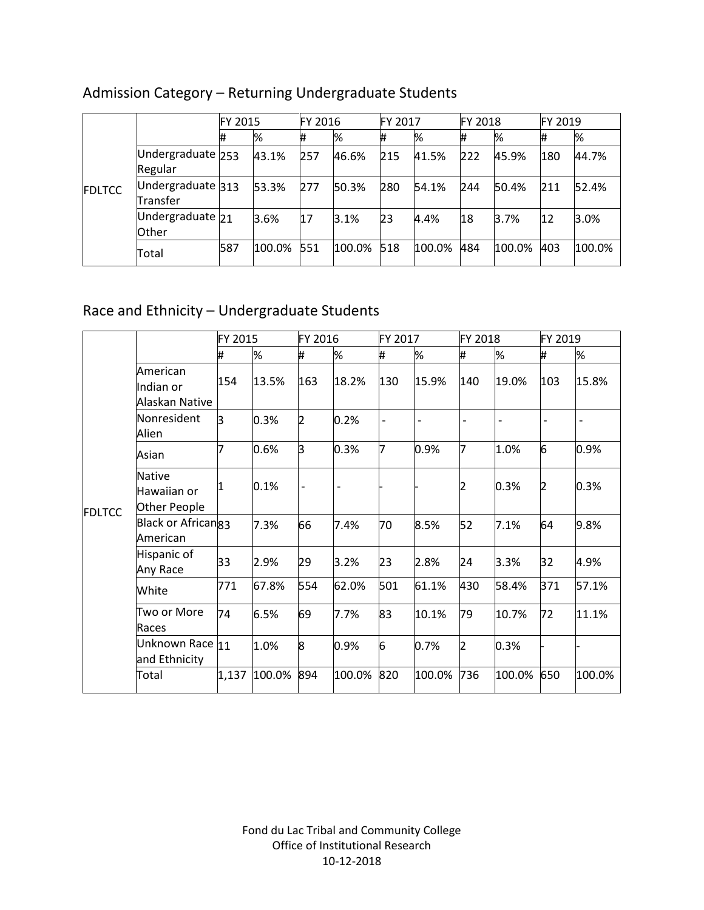## Admission Category – Returning Undergraduate Students

| | | FY 2015 | | FY 2016 | | FY 2017 | | FY 2018 | | FY 2019 | |
|---|---|---|---|---|---|---|---|---|---|---|---|
| | | # | % | # | % | # | % | # | % | # | % |
| FDLTCC | Undergraduate Regular | 253 | 43.1% | 257 | 46.6% | 215 | 41.5% | 222 | 45.9% | 180 | 44.7% |
| | Undergraduate Transfer | 313 | 53.3% | 277 | 50.3% | 280 | 54.1% | 244 | 50.4% | 211 | 52.4% |
| | Undergraduate Other | 21 | 3.6% | 17 | 3.1% | 23 | 4.4% | 18 | 3.7% | 12 | 3.0% |
| | Total | 587 | 100.0% | 551 | 100.0% | 518 | 100.0% | 484 | 100.0% | 403 | 100.0% |

## Race and Ethnicity – Undergraduate Students

| | | FY 2015 | | FY 2016 | | FY 2017 | | FY 2018 | | FY 2019 | |
|---|---|---|---|---|---|---|---|---|---|---|---|
| | | # | % | # | % | # | % | # | % | # | % |
| FDLTCC | American Indian or Alaskan Native | 154 | 13.5% | 163 | 18.2% | 130 | 15.9% | 140 | 19.0% | 103 | 15.8% |
| | Nonresident Alien | 3 | 0.3% | 2 | 0.2% | - | - | - | - | - | - |
| | Asian | 7 | 0.6% | 3 | 0.3% | 7 | 0.9% | 7 | 1.0% | 6 | 0.9% |
| | Native Hawaiian or Other People | 1 | 0.1% | - | - | - | - | 2 | 0.3% | 2 | 0.3% |
| | Black or African American | 83 | 7.3% | 66 | 7.4% | 70 | 8.5% | 52 | 7.1% | 64 | 9.8% |
| | Hispanic of Any Race | 33 | 2.9% | 29 | 3.2% | 23 | 2.8% | 24 | 3.3% | 32 | 4.9% |
| | White | 771 | 67.8% | 554 | 62.0% | 501 | 61.1% | 430 | 58.4% | 371 | 57.1% |
| | Two or More Races | 74 | 6.5% | 69 | 7.7% | 83 | 10.1% | 79 | 10.7% | 72 | 11.1% |
| | Unknown Race and Ethnicity | 11 | 1.0% | 8 | 0.9% | 6 | 0.7% | 2 | 0.3% | - | - |
| | Total | 1,137 | 100.0% | 894 | 100.0% | 820 | 100.0% | 736 | 100.0% | 650 | 100.0% |

Fond du Lac Tribal and Community College
Office of Institutional Research
10-12-2018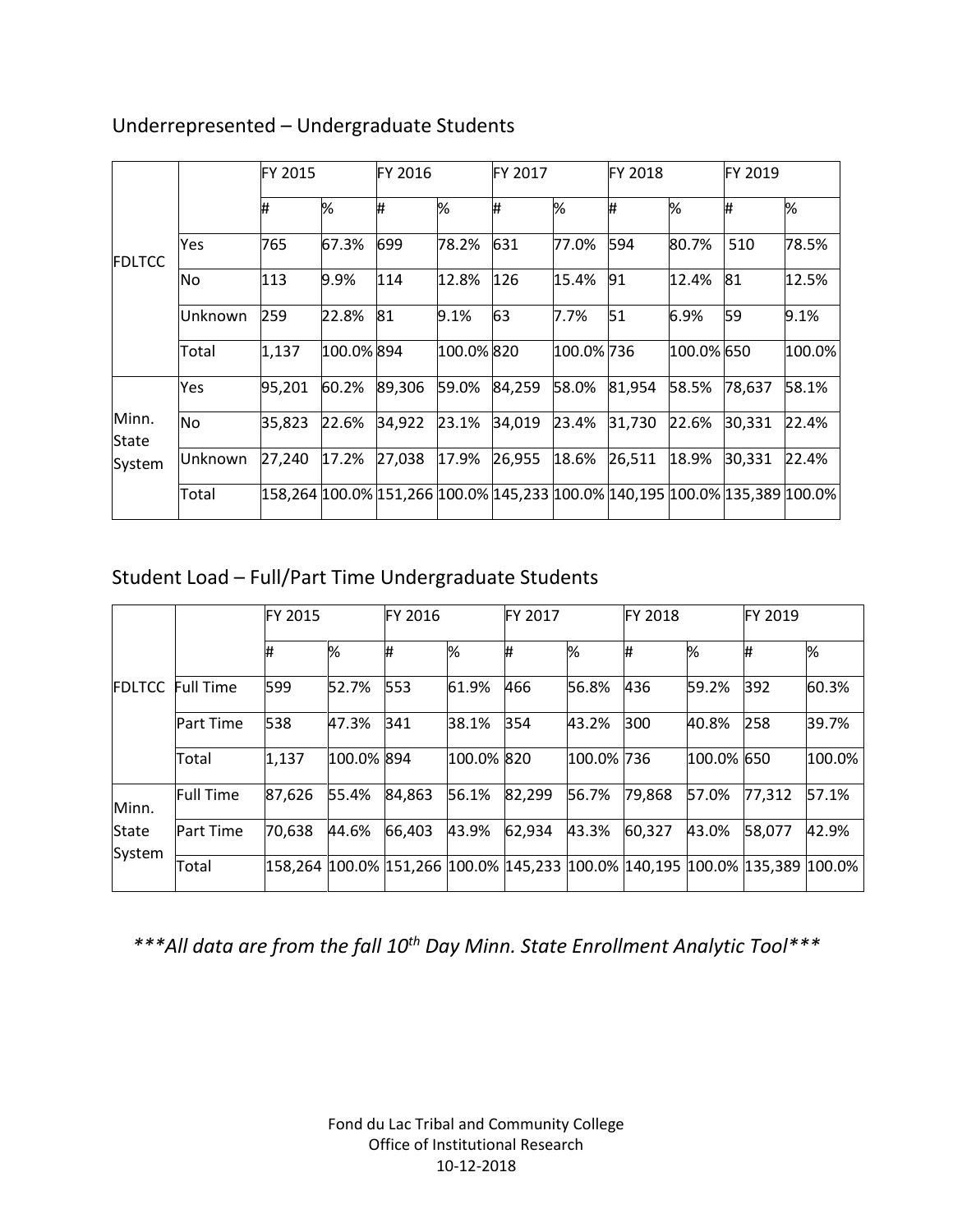## Underrepresented – Undergraduate Students

| | | FY 2015 | | FY 2016 | | FY 2017 | | FY 2018 | | FY 2019 | |
|---|---|---|---|---|---|---|---|---|---|---|---|
| | | # | % | # | % | # | % | # | % | # | % |
| FDLTCC | Yes | 765 | 67.3% | 699 | 78.2% | 631 | 77.0% | 594 | 80.7% | 510 | 78.5% |
| | No | 113 | 9.9% | 114 | 12.8% | 126 | 15.4% | 91 | 12.4% | 81 | 12.5% |
| | Unknown | 259 | 22.8% | 81 | 9.1% | 63 | 7.7% | 51 | 6.9% | 59 | 9.1% |
| | Total | 1,137 | 100.0% | 894 | 100.0% | 820 | 100.0% | 736 | 100.0% | 650 | 100.0% |
| Minn. State System | Yes | 95,201 | 60.2% | 89,306 | 59.0% | 84,259 | 58.0% | 81,954 | 58.5% | 78,637 | 58.1% |
| | No | 35,823 | 22.6% | 34,922 | 23.1% | 34,019 | 23.4% | 31,730 | 22.6% | 30,331 | 22.4% |
| | Unknown | 27,240 | 17.2% | 27,038 | 17.9% | 26,955 | 18.6% | 26,511 | 18.9% | 30,331 | 22.4% |
| | Total | 158,264 | 100.0% | 151,266 | 100.0% | 145,233 | 100.0% | 140,195 | 100.0% | 135,389 | 100.0% |

## Student Load – Full/Part Time Undergraduate Students

| | | FY 2015 | | FY 2016 | | FY 2017 | | FY 2018 | | FY 2019 | |
|---|---|---|---|---|---|---|---|---|---|---|---|
| | | # | % | # | % | # | % | # | % | # | % |
| FDLTCC | Full Time | 599 | 52.7% | 553 | 61.9% | 466 | 56.8% | 436 | 59.2% | 392 | 60.3% |
| | Part Time | 538 | 47.3% | 341 | 38.1% | 354 | 43.2% | 300 | 40.8% | 258 | 39.7% |
| | Total | 1,137 | 100.0% | 894 | 100.0% | 820 | 100.0% | 736 | 100.0% | 650 | 100.0% |
| Minn. State System | Full Time | 87,626 | 55.4% | 84,863 | 56.1% | 82,299 | 56.7% | 79,868 | 57.0% | 77,312 | 57.1% |
| | Part Time | 70,638 | 44.6% | 66,403 | 43.9% | 62,934 | 43.3% | 60,327 | 43.0% | 58,077 | 42.9% |
| | Total | 158,264 | 100.0% | 151,266 | 100.0% | 145,233 | 100.0% | 140,195 | 100.0% | 135,389 | 100.0% |

****All data are from the fall 10th Day Minn. State Enrollment Analytic Tool****

Fond du Lac Tribal and Community College
Office of Institutional Research
10-12-2018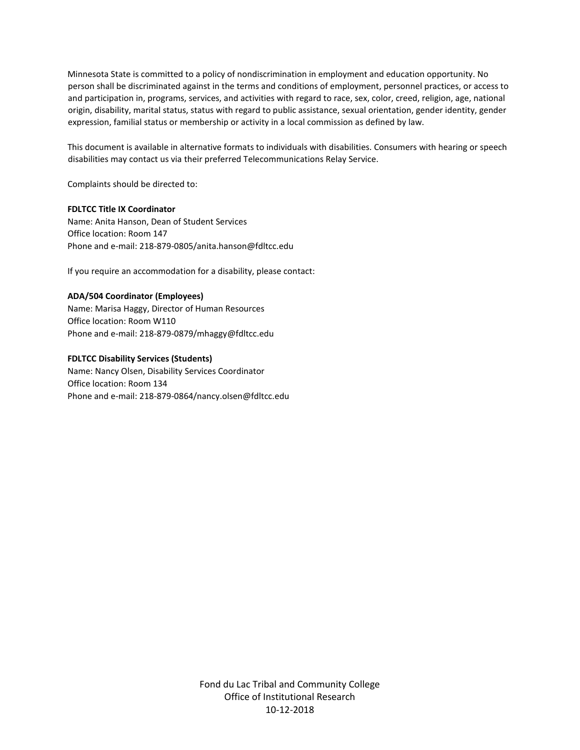Minnesota State is committed to a policy of nondiscrimination in employment and education opportunity. No person shall be discriminated against in the terms and conditions of employment, personnel practices, or access to and participation in, programs, services, and activities with regard to race, sex, color, creed, religion, age, national origin, disability, marital status, status with regard to public assistance, sexual orientation, gender identity, gender expression, familial status or membership or activity in a local commission as defined by law.

This document is available in alternative formats to individuals with disabilities. Consumers with hearing or speech disabilities may contact us via their preferred Telecommunications Relay Service.

Complaints should be directed to:

**FDLTCC Title IX Coordinator**
Name: Anita Hanson, Dean of Student Services
Office location: Room 147
Phone and e-mail: 218-879-0805/anita.hanson@fdltcc.edu

If you require an accommodation for a disability, please contact:

**ADA/504 Coordinator (Employees)**
Name: Marisa Haggy, Director of Human Resources
Office location: Room W110
Phone and e-mail: 218-879-0879/mhaggy@fdltcc.edu

**FDLTCC Disability Services (Students)**
Name: Nancy Olsen, Disability Services Coordinator
Office location: Room 134
Phone and e-mail: 218-879-0864/nancy.olsen@fdltcc.edu

Fond du Lac Tribal and Community College
Office of Institutional Research
10-12-2018